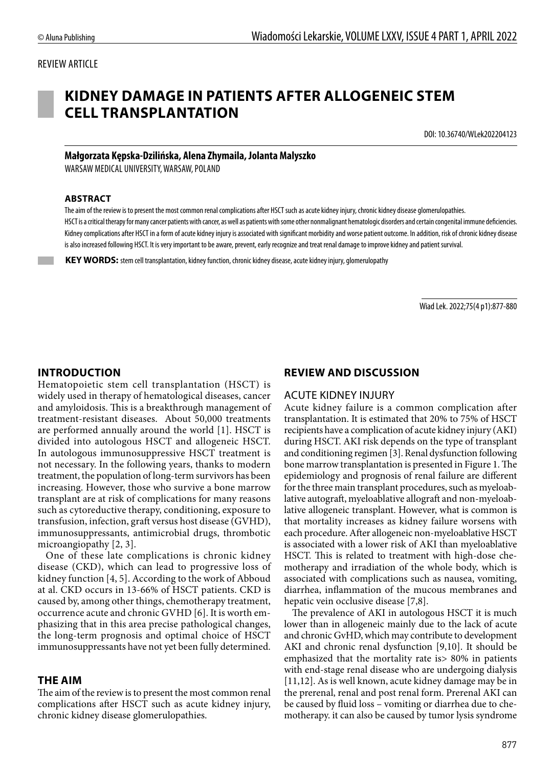REVIEW ARTICLE

# KIDNEY DAMAGE IN PATIENTS AFTER ALLOGENEIC STEM CELL TRANSPLANTATION

DOI: 10.36740/WLek202204123

**Małgorzata Kępska-Dzilińska, Alena Zhymaila, Jolanta Malyszko**
WARSAW MEDICAL UNIVERSITY, WARSAW, POLAND

### ABSTRACT

The aim of the review is to present the most common renal complications after HSCT such as acute kidney injury, chronic kidney disease glomerulopathies.
HSCT is a critical therapy for many cancer patients with cancer, as well as patients with some other nonmalignant hematologic disorders and certain congenital immune deficiencies. Kidney complications after HSCT in a form of acute kidney injury is associated with significant morbidity and worse patient outcome. In addition, risk of chronic kidney disease is also increased following HSCT. It is very important to be aware, prevent, early recognize and treat renal damage to improve kidney and patient survival.

**KEY WORDS:** stem cell transplantation, kidney function, chronic kidney disease, acute kidney injury, glomerulopathy

Wiad Lek. 2022;75(4 p1):877-880

## INTRODUCTION

Hematopoietic stem cell transplantation (HSCT) is widely used in therapy of hematological diseases, cancer and amyloidosis. This is a breakthrough management of treatment-resistant diseases. About 50,000 treatments are performed annually around the world [1]. HSCT is divided into autologous HSCT and allogeneic HSCT. In autologous immunosuppressive HSCT treatment is not necessary. In the following years, thanks to modern treatment, the population of long-term survivors has been increasing. However, those who survive a bone marrow transplant are at risk of complications for many reasons such as cytoreductive therapy, conditioning, exposure to transfusion, infection, graft versus host disease (GVHD), immunosuppressants, antimicrobial drugs, thrombotic microangiopathy [2, 3].

One of these late complications is chronic kidney disease (CKD), which can lead to progressive loss of kidney function [4, 5]. According to the work of Abboud at al. CKD occurs in 13-66% of HSCT patients. CKD is caused by, among other things, chemotherapy treatment, occurrence acute and chronic GVHD [6]. It is worth emphasizing that in this area precise pathological changes, the long-term prognosis and optimal choice of HSCT immunosuppressants have not yet been fully determined.

## THE AIM

The aim of the review is to present the most common renal complications after HSCT such as acute kidney injury, chronic kidney disease glomerulopathies.

## REVIEW AND DISCUSSION

### ACUTE KIDNEY INJURY

Acute kidney failure is a common complication after transplantation. It is estimated that 20% to 75% of HSCT recipients have a complication of acute kidney injury (AKI) during HSCT. AKI risk depends on the type of transplant and conditioning regimen [3]. Renal dysfunction following bone marrow transplantation is presented in Figure 1. The epidemiology and prognosis of renal failure are different for the three main transplant procedures, such as myeloablative autograft, myeloablative allograft and non-myeloablative allogeneic transplant. However, what is common is that mortality increases as kidney failure worsens with each procedure. After allogeneic non-myeloablative HSCT is associated with a lower risk of AKI than myeloablative HSCT. This is related to treatment with high-dose chemotherapy and irradiation of the whole body, which is associated with complications such as nausea, vomiting, diarrhea, inflammation of the mucous membranes and hepatic vein occlusive disease [7,8].

The prevalence of AKI in autologous HSCT it is much lower than in allogeneic mainly due to the lack of acute and chronic GvHD, which may contribute to development AKI and chronic renal dysfunction [9,10]. It should be emphasized that the mortality rate is> 80% in patients with end-stage renal disease who are undergoing dialysis [11,12]. As is well known, acute kidney damage may be in the prerenal, renal and post renal form. Prerenal AKI can be caused by fluid loss – vomiting or diarrhea due to chemotherapy. it can also be caused by tumor lysis syndrome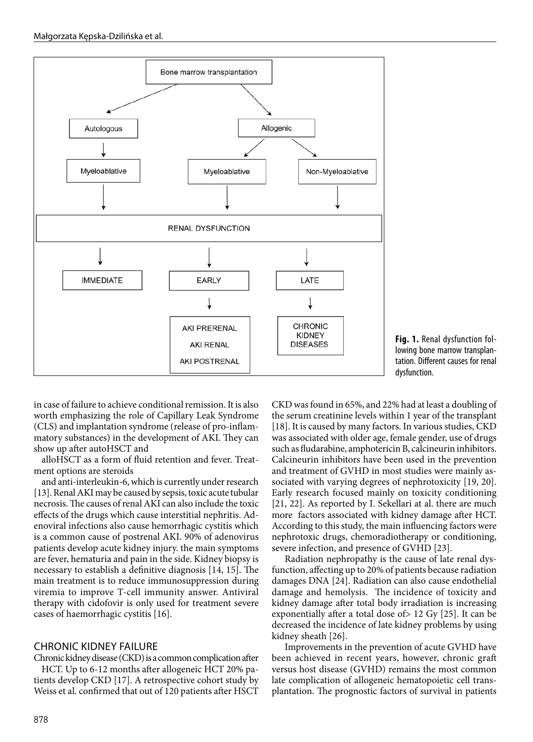Fig. 1. Renal dysfunction following bone marrow transplantation. Different causes for renal dysfunction.

in case of failure to achieve conditional remission. It is also worth emphasizing the role of Capillary Leak Syndrome (CLS) and implantation syndrome (release of pro-inflammatory substances) in the development of AKI. They can show up after autoHSCT and

alloHSCT as a form of fluid retention and fever. Treatment options are steroids

and anti-interleukin-6, which is currently under research [13]. Renal AKI may be caused by sepsis, toxic acute tubular necrosis. The causes of renal AKI can also include the toxic effects of the drugs which cause interstitial nephritis. Adenoviral infections also cause hemorrhagic cystitis which is a common cause of postrenal AKI. 90% of adenovirus patients develop acute kidney injury. the main symptoms are fever, hematuria and pain in the side. Kidney biopsy is necessary to establish a definitive diagnosis [14, 15]. The main treatment is to reduce immunosuppression during viremia to improve T-cell immunity answer. Antiviral therapy with cidofovir is only used for treatment severe cases of haemorrhagic cystitis [16].

## CHRONIC KIDNEY FAILURE

Chronic kidney disease (CKD) is a common complication after

HCT. Up to 6-12 months after allogeneic HCT 20% patients develop CKD [17]. A retrospective cohort study by Weiss et al. confirmed that out of 120 patients after HSCT CKD was found in 65%, and 22% had at least a doubling of the serum creatinine levels within 1 year of the transplant [18]. It is caused by many factors. In various studies, CKD was associated with older age, female gender, use of drugs such as fludarabine, amphotericin B, calcineurin inhibitors. Calcineurin inhibitors have been used in the prevention and treatment of GVHD in most studies were mainly associated with varying degrees of nephrotoxicity [19, 20]. Early research focused mainly on toxicity conditioning [21, 22]. As reported by I. Sekellari at al. there are much more factors associated with kidney damage after HCT. According to this study, the main influencing factors were nephrotoxic drugs, chemoradiotherapy or conditioning, severe infection, and presence of GVHD [23].

Radiation nephropathy is the cause of late renal dysfunction, affecting up to 20% of patients because radiation damages DNA [24]. Radiation can also cause endothelial damage and hemolysis. The incidence of toxicity and kidney damage after total body irradiation is increasing exponentially after a total dose of> 12 Gy [25]. It can be decreased the incidence of late kidney problems by using kidney sheath [26].

Improvements in the prevention of acute GVHD have been achieved in recent years, however, chronic graft versus host disease (GVHD) remains the most common late complication of allogeneic hematopoietic cell transplantation. The prognostic factors of survival in patients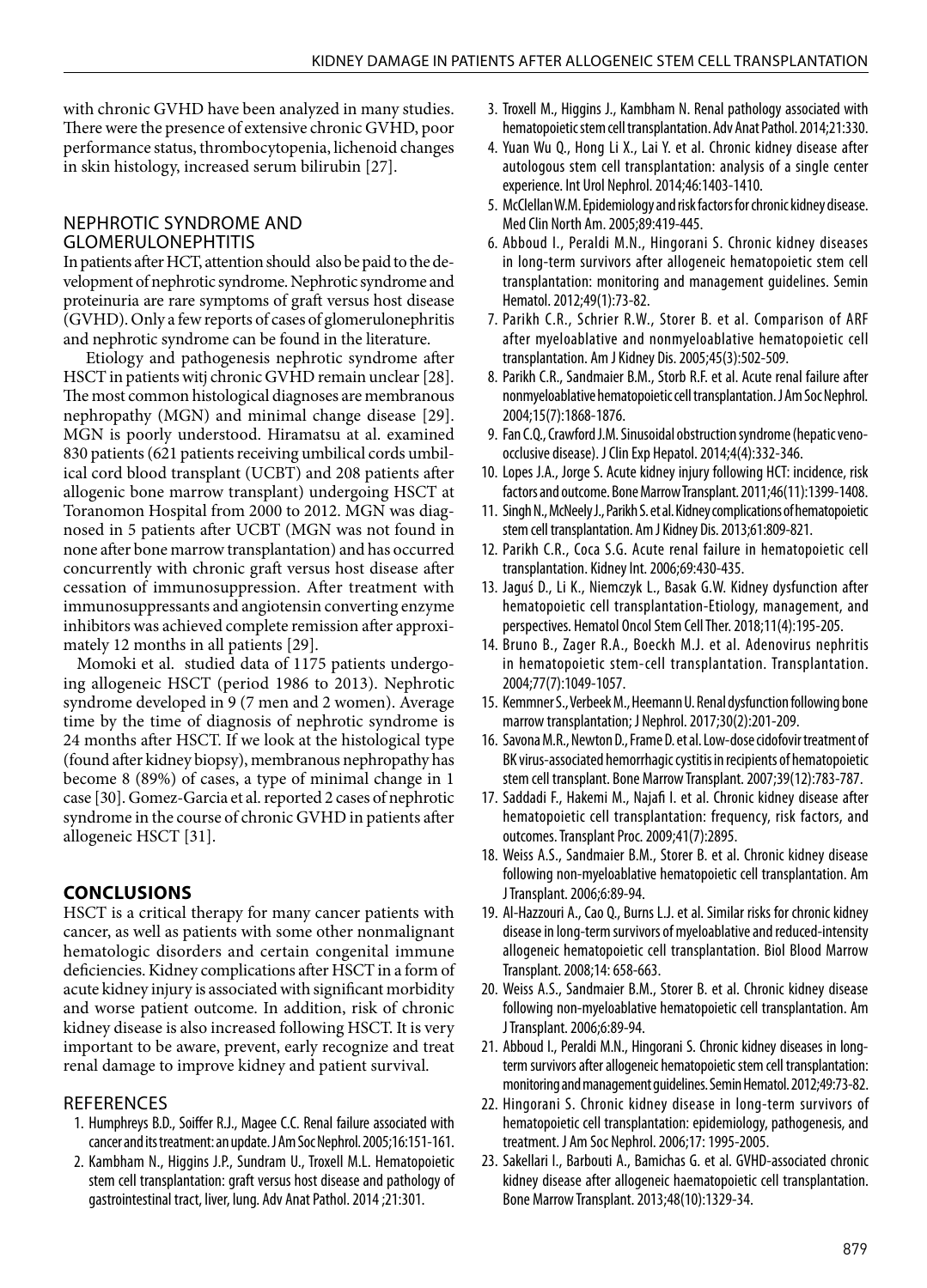with chronic GVHD have been analyzed in many studies. There were the presence of extensive chronic GVHD, poor performance status, thrombocytopenia, lichenoid changes in skin histology, increased serum bilirubin [27].

## NEPHROTIC SYNDROME AND GLOMERULONEPHTITIS

In patients after HCT, attention should also be paid to the development of nephrotic syndrome. Nephrotic syndrome and proteinuria are rare symptoms of graft versus host disease (GVHD). Only a few reports of cases of glomerulonephritis and nephrotic syndrome can be found in the literature.

Etiology and pathogenesis nephrotic syndrome after HSCT in patients witj chronic GVHD remain unclear [28]. The most common histological diagnoses are membranous nephropathy (MGN) and minimal change disease [29]. MGN is poorly understood. Hiramatsu at al. examined 830 patients (621 patients receiving umbilical cords umbilical cord blood transplant (UCBT) and 208 patients after allogenic bone marrow transplant) undergoing HSCT at Toranomon Hospital from 2000 to 2012. MGN was diagnosed in 5 patients after UCBT (MGN was not found in none after bone marrow transplantation) and has occurred concurrently with chronic graft versus host disease after cessation of immunosuppression. After treatment with immunosuppressants and angiotensin converting enzyme inhibitors was achieved complete remission after approximately 12 months in all patients [29].

Momoki et al. studied data of 1175 patients undergoing allogeneic HSCT (period 1986 to 2013). Nephrotic syndrome developed in 9 (7 men and 2 women). Average time by the time of diagnosis of nephrotic syndrome is 24 months after HSCT. If we look at the histological type (found after kidney biopsy), membranous nephropathy has become 8 (89%) of cases, a type of minimal change in 1 case [30]. Gomez-Garcia et al. reported 2 cases of nephrotic syndrome in the course of chronic GVHD in patients after allogeneic HSCT [31].

## CONCLUSIONS

HSCT is a critical therapy for many cancer patients with cancer, as well as patients with some other nonmalignant hematologic disorders and certain congenital immune deficiencies. Kidney complications after HSCT in a form of acute kidney injury is associated with significant morbidity and worse patient outcome. In addition, risk of chronic kidney disease is also increased following HSCT. It is very important to be aware, prevent, early recognize and treat renal damage to improve kidney and patient survival.

## REFERENCES

1. Humphreys B.D., Soiffer R.J., Magee C.C. Renal failure associated with cancer and its treatment: an update. J Am Soc Nephrol. 2005;16:151-161.
2. Kambham N., Higgins J.P., Sundram U., Troxell M.L. Hematopoietic stem cell transplantation: graft versus host disease and pathology of gastrointestinal tract, liver, lung. Adv Anat Pathol. 2014 ;21:301.
3. Troxell M., Higgins J., Kambham N. Renal pathology associated with hematopoietic stem cell transplantation. Adv Anat Pathol. 2014;21:330.
4. Yuan Wu Q., Hong Li X., Lai Y. et al. Chronic kidney disease after autologous stem cell transplantation: analysis of a single center experience. Int Urol Nephrol. 2014;46:1403-1410.
5. McClellan W.M. Epidemiology and risk factors for chronic kidney disease. Med Clin North Am. 2005;89:419-445.
6. Abboud I., Peraldi M.N., Hingorani S. Chronic kidney diseases in long-term survivors after allogeneic hematopoietic stem cell transplantation: monitoring and management guidelines. Semin Hematol. 2012;49(1):73-82.
7. Parikh C.R., Schrier R.W., Storer B. et al. Comparison of ARF after myeloablative and nonmyeloablative hematopoietic cell transplantation. Am J Kidney Dis. 2005;45(3):502-509.
8. Parikh C.R., Sandmaier B.M., Storb R.F. et al. Acute renal failure after nonmyeloablative hematopoietic cell transplantation. J Am Soc Nephrol. 2004;15(7):1868-1876.
9. Fan C.Q., Crawford J.M. Sinusoidal obstruction syndrome (hepatic veno-occlusive disease). J Clin Exp Hepatol. 2014;4(4):332-346.
10. Lopes J.A., Jorge S. Acute kidney injury following HCT: incidence, risk factors and outcome. Bone Marrow Transplant. 2011;46(11):1399-1408.
11. Singh N., McNeely J., Parikh S. et al. Kidney complications of hematopoietic stem cell transplantation. Am J Kidney Dis. 2013;61:809-821.
12. Parikh C.R., Coca S.G. Acute renal failure in hematopoietic cell transplantation. Kidney Int. 2006;69:430-435.
13. Jaguś D., Li K., Niemczyk L., Basak G.W. Kidney dysfunction after hematopoietic cell transplantation-Etiology, management, and perspectives. Hematol Oncol Stem Cell Ther. 2018;11(4):195-205.
14. Bruno B., Zager R.A., Boeckh M.J. et al. Adenovirus nephritis in hematopoietic stem-cell transplantation. Transplantation. 2004;77(7):1049-1057.
15. Kemmner S., Verbeek M., Heemann U. Renal dysfunction following bone marrow transplantation; J Nephrol. 2017;30(2):201-209.
16. Savona M.R., Newton D., Frame D. et al. Low-dose cidofovir treatment of BK virus-associated hemorrhagic cystitis in recipients of hematopoietic stem cell transplant. Bone Marrow Transplant. 2007;39(12):783-787.
17. Saddadi F., Hakemi M., Najafi I. et al. Chronic kidney disease after hematopoietic cell transplantation: frequency, risk factors, and outcomes. Transplant Proc. 2009;41(7):2895.
18. Weiss A.S., Sandmaier B.M., Storer B. et al. Chronic kidney disease following non-myeloablative hematopoietic cell transplantation. Am J Transplant. 2006;6:89-94.
19. Al-Hazzouri A., Cao Q., Burns L.J. et al. Similar risks for chronic kidney disease in long-term survivors of myeloablative and reduced-intensity allogeneic hematopoietic cell transplantation. Biol Blood Marrow Transplant. 2008;14: 658-663.
20. Weiss A.S., Sandmaier B.M., Storer B. et al. Chronic kidney disease following non-myeloablative hematopoietic cell transplantation. Am J Transplant. 2006;6:89-94.
21. Abboud I., Peraldi M.N., Hingorani S. Chronic kidney diseases in long-term survivors after allogeneic hematopoietic stem cell transplantation: monitoring and management guidelines. Semin Hematol. 2012;49:73-82.
22. Hingorani S. Chronic kidney disease in long-term survivors of hematopoietic cell transplantation: epidemiology, pathogenesis, and treatment. J Am Soc Nephrol. 2006;17: 1995-2005.
23. Sakellari I., Barbouti A., Bamichas G. et al. GVHD-associated chronic kidney disease after allogeneic haematopoietic cell transplantation. Bone Marrow Transplant. 2013;48(10):1329-34.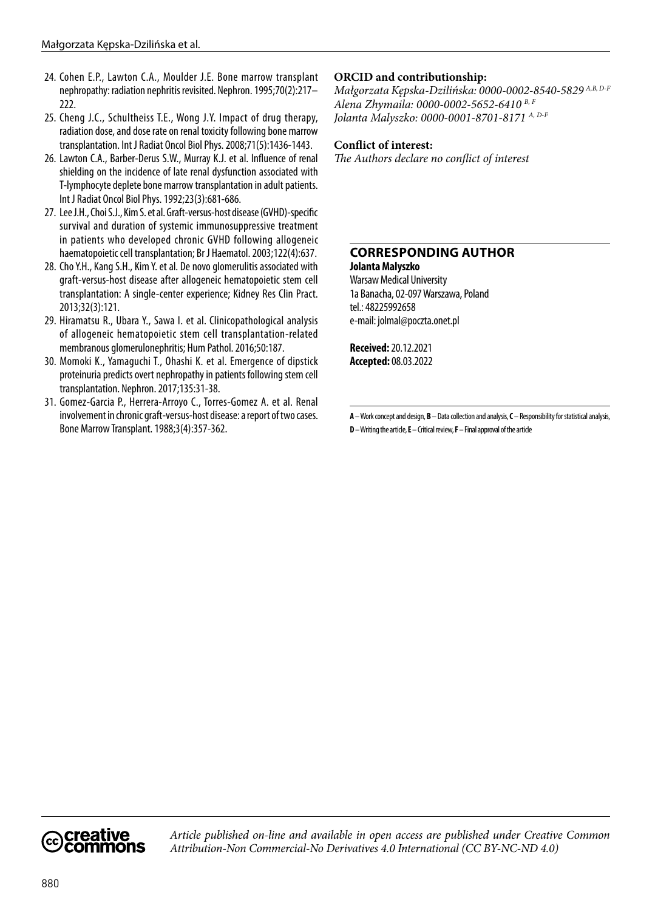24. Cohen E.P., Lawton C.A., Moulder J.E. Bone marrow transplant nephropathy: radiation nephritis revisited. Nephron. 1995;70(2):217–222.
25. Cheng J.C., Schultheiss T.E., Wong J.Y. Impact of drug therapy, radiation dose, and dose rate on renal toxicity following bone marrow transplantation. Int J Radiat Oncol Biol Phys. 2008;71(5):1436-1443.
26. Lawton C.A., Barber-Derus S.W., Murray K.J. et al. Influence of renal shielding on the incidence of late renal dysfunction associated with T-lymphocyte deplete bone marrow transplantation in adult patients. Int J Radiat Oncol Biol Phys. 1992;23(3):681-686.
27. Lee J.H., Choi S.J., Kim S. et al. Graft-versus-host disease (GVHD)-specific survival and duration of systemic immunosuppressive treatment in patients who developed chronic GVHD following allogeneic haematopoietic cell transplantation; Br J Haematol. 2003;122(4):637.
28. Cho Y.H., Kang S.H., Kim Y. et al. De novo glomerulitis associated with graft-versus-host disease after allogeneic hematopoietic stem cell transplantation: A single-center experience; Kidney Res Clin Pract. 2013;32(3):121.
29. Hiramatsu R., Ubara Y., Sawa I. et al. Clinicopathological analysis of allogeneic hematopoietic stem cell transplantation-related membranous glomerulonephritis; Hum Pathol. 2016;50:187.
30. Momoki K., Yamaguchi T., Ohashi K. et al. Emergence of dipstick proteinuria predicts overt nephropathy in patients following stem cell transplantation. Nephron. 2017;135:31-38.
31. Gomez-Garcia P., Herrera-Arroyo C., Torres-Gomez A. et al. Renal involvement in chronic graft-versus-host disease: a report of two cases. Bone Marrow Transplant. 1988;3(4):357-362.

**ORCID and contributionship:**

*Małgorzata Kępska-Dzilińska: 0000-0002-8540-5829* [A,B, D-F]
*Alena Zhymaila: 0000-0002-5652-6410* [B, F]
*Jolanta Malyszko: 0000-0001-8701-8171* [A, D-F]

**Conflict of interest:**

*The Authors declare no conflict of interest*

## CORRESPONDING AUTHOR

**Jolanta Malyszko**
Warsaw Medical University
1a Banacha, 02-097 Warszawa, Poland
tel.: 48225992658
e-mail: jolmal@poczta.onet.pl

**Received:** 20.12.2021
**Accepted:** 08.03.2022

**A** – Work concept and design, **B** – Data collection and analysis, **C** – Responsibility for statistical analysis, **D** – Writing the article, **E** – Critical review, **F** – Final approval of the article

*Article published on-line and available in open access are published under Creative Common Attribution-Non Commercial-No Derivatives 4.0 International (CC BY-NC-ND 4.0)*